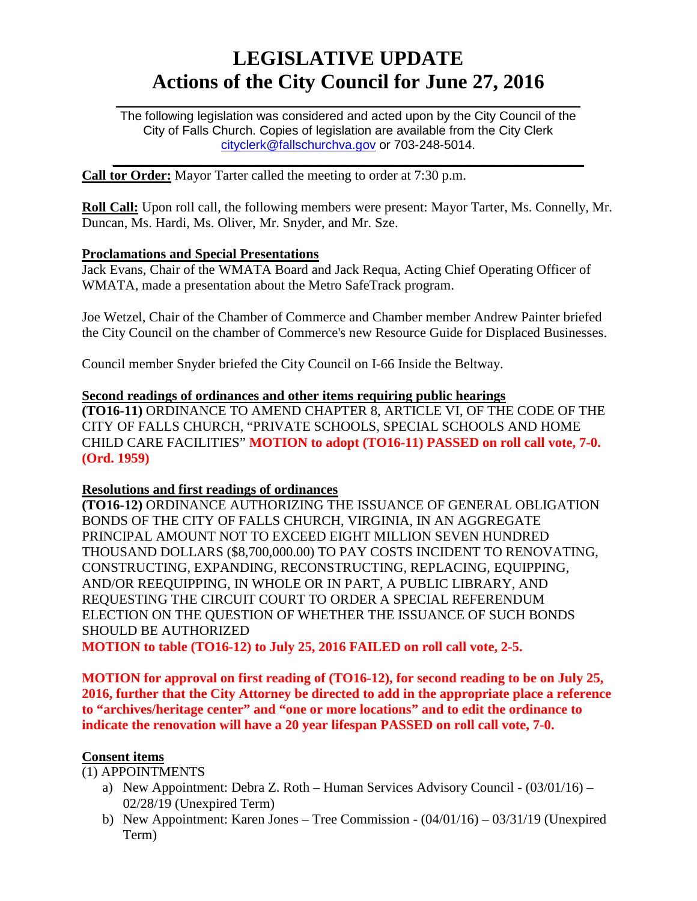# LEGISLATIVE UPDATE
# Actions of the City Council for June 27, 2016

The following legislation was considered and acted upon by the City Council of the City of Falls Church. Copies of legislation are available from the City Clerk cityclerk@fallschurchva.gov or 703-248-5014.

**Call tor Order:** Mayor Tarter called the meeting to order at 7:30 p.m.

**Roll Call:** Upon roll call, the following members were present: Mayor Tarter, Ms. Connelly, Mr. Duncan, Ms. Hardi, Ms. Oliver, Mr. Snyder, and Mr. Sze.

**Proclamations and Special Presentations**

Jack Evans, Chair of the WMATA Board and Jack Requa, Acting Chief Operating Officer of WMATA, made a presentation about the Metro SafeTrack program.

Joe Wetzel, Chair of the Chamber of Commerce and Chamber member Andrew Painter briefed the City Council on the chamber of Commerce's new Resource Guide for Displaced Businesses.

Council member Snyder briefed the City Council on I-66 Inside the Beltway.

**Second readings of ordinances and other items requiring public hearings**

**(TO16-11)** ORDINANCE TO AMEND CHAPTER 8, ARTICLE VI, OF THE CODE OF THE CITY OF FALLS CHURCH, "PRIVATE SCHOOLS, SPECIAL SCHOOLS AND HOME CHILD CARE FACILITIES" **MOTION to adopt (TO16-11) PASSED on roll call vote, 7-0. (Ord. 1959)**

**Resolutions and first readings of ordinances**

**(TO16-12)** ORDINANCE AUTHORIZING THE ISSUANCE OF GENERAL OBLIGATION BONDS OF THE CITY OF FALLS CHURCH, VIRGINIA, IN AN AGGREGATE PRINCIPAL AMOUNT NOT TO EXCEED EIGHT MILLION SEVEN HUNDRED THOUSAND DOLLARS ($8,700,000.00) TO PAY COSTS INCIDENT TO RENOVATING, CONSTRUCTING, EXPANDING, RECONSTRUCTING, REPLACING, EQUIPPING, AND/OR REEQUIPPING, IN WHOLE OR IN PART, A PUBLIC LIBRARY, AND REQUESTING THE CIRCUIT COURT TO ORDER A SPECIAL REFERENDUM ELECTION ON THE QUESTION OF WHETHER THE ISSUANCE OF SUCH BONDS SHOULD BE AUTHORIZED

**MOTION to table (TO16-12) to July 25, 2016 FAILED on roll call vote, 2-5.**

**MOTION for approval on first reading of (TO16-12), for second reading to be on July 25, 2016, further that the City Attorney be directed to add in the appropriate place a reference to "archives/heritage center" and "one or more locations" and to edit the ordinance to indicate the renovation will have a 20 year lifespan PASSED on roll call vote, 7-0.**

**Consent items**

(1) APPOINTMENTS

a) New Appointment: Debra Z. Roth – Human Services Advisory Council - (03/01/16) – 02/28/19 (Unexpired Term)
b) New Appointment: Karen Jones – Tree Commission - (04/01/16) – 03/31/19 (Unexpired Term)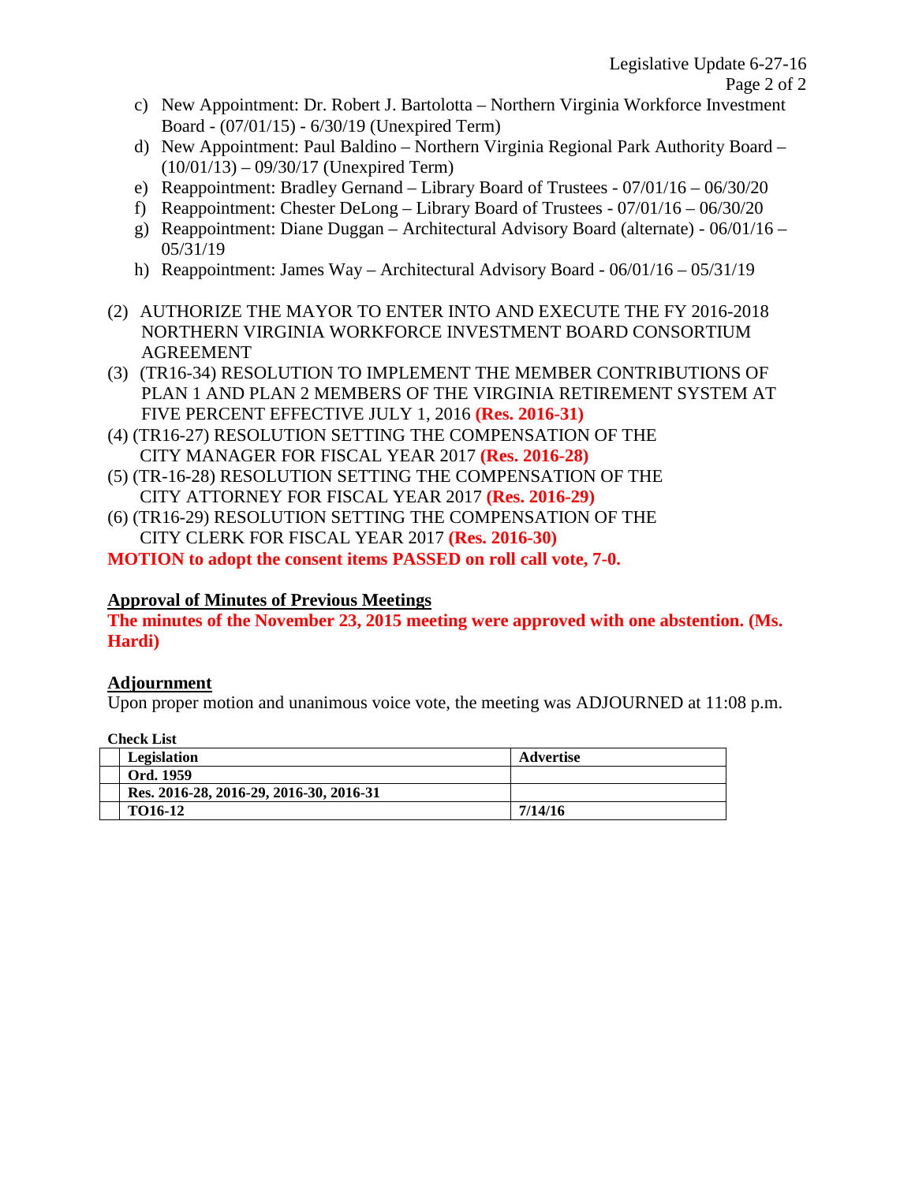c) New Appointment: Dr. Robert J. Bartolotta – Northern Virginia Workforce Investment Board - (07/01/15) - 6/30/19 (Unexpired Term)
d) New Appointment: Paul Baldino – Northern Virginia Regional Park Authority Board – (10/01/13) – 09/30/17 (Unexpired Term)
e) Reappointment: Bradley Gernand – Library Board of Trustees - 07/01/16 – 06/30/20
f) Reappointment: Chester DeLong – Library Board of Trustees - 07/01/16 – 06/30/20
g) Reappointment: Diane Duggan – Architectural Advisory Board (alternate) - 06/01/16 – 05/31/19
h) Reappointment: James Way – Architectural Advisory Board - 06/01/16 – 05/31/19

(2) AUTHORIZE THE MAYOR TO ENTER INTO AND EXECUTE THE FY 2016-2018 NORTHERN VIRGINIA WORKFORCE INVESTMENT BOARD CONSORTIUM AGREEMENT

(3) (TR16-34) RESOLUTION TO IMPLEMENT THE MEMBER CONTRIBUTIONS OF PLAN 1 AND PLAN 2 MEMBERS OF THE VIRGINIA RETIREMENT SYSTEM AT FIVE PERCENT EFFECTIVE JULY 1, 2016 **(Res. 2016-31)**

(4) (TR16-27) RESOLUTION SETTING THE COMPENSATION OF THE CITY MANAGER FOR FISCAL YEAR 2017 **(Res. 2016-28)**

(5) (TR-16-28) RESOLUTION SETTING THE COMPENSATION OF THE CITY ATTORNEY FOR FISCAL YEAR 2017 **(Res. 2016-29)**

(6) (TR16-29) RESOLUTION SETTING THE COMPENSATION OF THE CITY CLERK FOR FISCAL YEAR 2017 **(Res. 2016-30)**

**MOTION to adopt the consent items PASSED on roll call vote, 7-0.**

## Approval of Minutes of Previous Meetings

**The minutes of the November 23, 2015 meeting were approved with one abstention. (Ms. Hardi)**

## Adjournment

Upon proper motion and unanimous voice vote, the meeting was ADJOURNED at 11:08 p.m.

**Check List**

| | Legislation | Advertise |
|---|---|---|
| | **Ord. 1959** | |
| | **Res. 2016-28, 2016-29, 2016-30, 2016-31** | |
| | **TO16-12** | **7/14/16** |